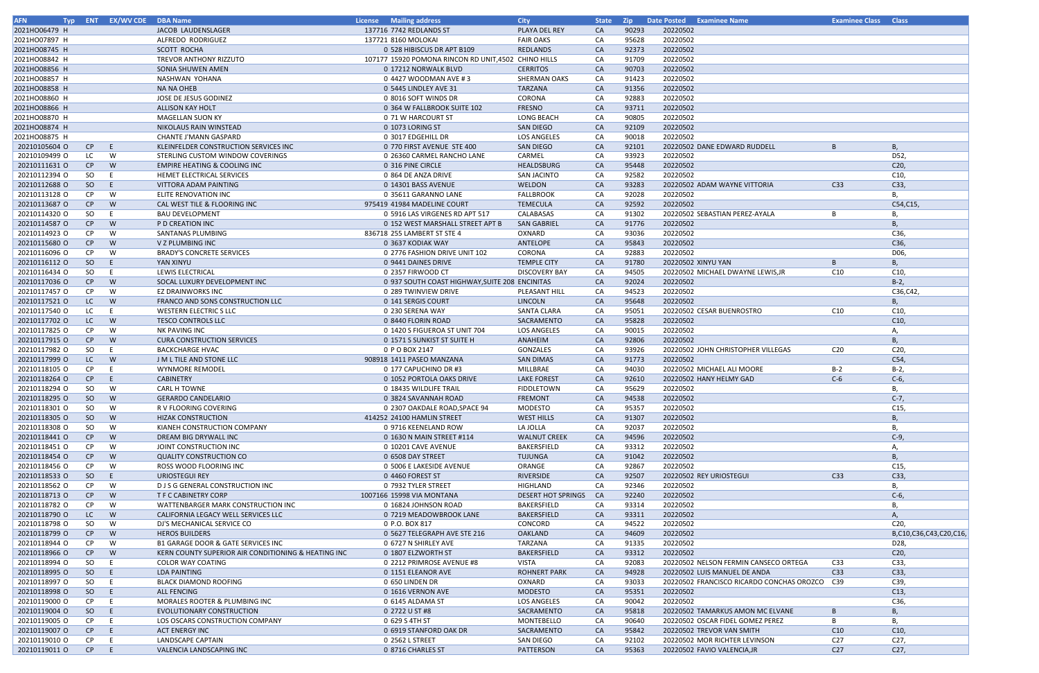| AFN | Typ | ENT | EX/WV CDE | DBA Name | License | Mailing address | City | State | Zip | Date Posted | Examinee Name | Examinee Class | Class |
|---|---|---|---|---|---|---|---|---|---|---|---|---|---|
| 2021HO06479 | H | | | JACOB LAUDENSLAGER | 137716 | 7742 REDLANDS ST | PLAYA DEL REY | CA | 90293 | 20220502 | | | |
| 2021HO07897 | H | | | ALFREDO RODRIGUEZ | 137721 | 8160 MOLOKAI | FAIR OAKS | CA | 95628 | 20220502 | | | |
| 2021HO08745 | H | | | SCOTT ROCHA | 0 | 528 HIBISCUS DR APT B109 | REDLANDS | CA | 92373 | 20220502 | | | |
| 2021HO08842 | H | | | TREVOR ANTHONY RIZZUTO | 107177 | 15920 POMONA RINCON RD UNIT,4502 | CHINO HILLS | CA | 91709 | 20220502 | | | |
| 2021HO08856 | H | | | SONIA SHUWEN AMEN | 0 | 17212 NORWALK BLVD | CERRITOS | CA | 90703 | 20220502 | | | |
| 2021HO08857 | H | | | NASHWAN YOHANA | 0 | 4427 WOODMAN AVE # 3 | SHERMAN OAKS | CA | 91423 | 20220502 | | | |
| 2021HO08858 | H | | | NA NA OHEB | 0 | 5445 LINDLEY AVE 31 | TARZANA | CA | 91356 | 20220502 | | | |
| 2021HO08860 | H | | | JOSE DE JESUS GODINEZ | 0 | 8016 SOFT WINDS DR | CORONA | CA | 92883 | 20220502 | | | |
| 2021HO08866 | H | | | ALLISON KAY HOLT | 0 | 364 W FALLBROOK SUITE 102 | FRESNO | CA | 93711 | 20220502 | | | |
| 2021HO08870 | H | | | MAGELLAN SUON KY | 0 | 71 W HARCOURT ST | LONG BEACH | CA | 90805 | 20220502 | | | |
| 2021HO08874 | H | | | NIKOLAUS RAIN WINSTEAD | 0 | 1073 LORING ST | SAN DIEGO | CA | 92109 | 20220502 | | | |
| 2021HO08875 | H | | | CHANTE J'MANN GASPARD | 0 | 3017 EDGEHILL DR | LOS ANGELES | CA | 90018 | 20220502 | | | |
| 20210105604 | O | CP | E | KLEINFELDER CONSTRUCTION SERVICES INC | 0 | 770 FIRST AVENUE STE 400 | SAN DIEGO | CA | 92101 | 20220502 | DANE EDWARD RUDDELL | B | B, |
| 20210109499 | O | LC | W | STERLING CUSTOM WINDOW COVERINGS | 0 | 26360 CARMEL RANCHO LANE | CARMEL | CA | 93923 | 20220502 | | | D52, |
| 20210111631 | O | CP | W | EMPIRE HEATING & COOLING INC | 0 | 316 PINE CIRCLE | HEALDSBURG | CA | 95448 | 20220502 | | | C20, |
| 20210112394 | O | SO | E | HEMET ELECTRICAL SERVICES | 0 | 864 DE ANZA DRIVE | SAN JACINTO | CA | 92582 | 20220502 | | | C10, |
| 20210112688 | O | SO | E | VITTORA ADAM PAINTING | 0 | 14301 BASS AVENUE | WELDON | CA | 93283 | 20220502 | ADAM WAYNE VITTORIA | C33 | C33, |
| 20210113128 | O | CP | W | ELITE RENOVATION INC | 0 | 35611 GARANNO LANE | FALLBROOK | CA | 92028 | 20220502 | | | B, |
| 20210113687 | O | CP | W | CAL WEST TILE & FLOORING INC | 975419 | 41984 MADELINE COURT | TEMECULA | CA | 92592 | 20220502 | | | C54,C15, |
| 20210114320 | O | SO | E | BAU DEVELOPMENT | 0 | 5916 LAS VIRGENES RD APT 517 | CALABASAS | CA | 91302 | 20220502 | SEBASTIAN PEREZ-AYALA | B | B, |
| 20210114587 | O | CP | W | P D CREATION INC | 0 | 152 WEST MARSHALL STREET APT B | SAN GABRIEL | CA | 91776 | 20220502 | | | B, |
| 20210114923 | O | CP | W | SANTANAS PLUMBING | 836718 | 255 LAMBERT ST STE 4 | OXNARD | CA | 93036 | 20220502 | | | C36, |
| 20210115680 | O | CP | W | V Z PLUMBING INC | 0 | 3637 KODIAK WAY | ANTELOPE | CA | 95843 | 20220502 | | | C36, |
| 20210116096 | O | CP | W | BRADY'S CONCRETE SERVICES | 0 | 2776 FASHION DRIVE UNIT 102 | CORONA | CA | 92883 | 20220502 | | | D06, |
| 20210116112 | O | SO | E | YAN XINYU | 0 | 9441 DAINES DRIVE | TEMPLE CITY | CA | 91780 | 20220502 | XINYU YAN | B | B, |
| 20210116434 | O | SO | E | LEWIS ELECTRICAL | 0 | 2357 FIRWOOD CT | DISCOVERY BAY | CA | 94505 | 20220502 | MICHAEL DWAYNE LEWIS,JR | C10 | C10, |
| 20210117036 | O | CP | W | SOCAL LUXURY DEVELOPMENT INC | 0 | 937 SOUTH COAST HIGHWAY,SUITE 208 | ENCINITAS | CA | 92024 | 20220502 | | | B-2, |
| 20210117457 | O | CP | W | EZ DRAINWORKS INC | 0 | 289 TWINVIEW DRIVE | PLEASANT HILL | CA | 94523 | 20220502 | | | C36,C42, |
| 20210117521 | O | LC | W | FRANCO AND SONS CONSTRUCTION LLC | 0 | 141 SERGIS COURT | LINCOLN | CA | 95648 | 20220502 | | | B, |
| 20210117540 | O | LC | E | WESTERN ELECTRIC S LLC | 0 | 230 SERENA WAY | SANTA CLARA | CA | 95051 | 20220502 | CESAR BUENROSTRO | C10 | C10, |
| 20210117702 | O | LC | W | TESCO CONTROLS LLC | 0 | 8440 FLORIN ROAD | SACRAMENTO | CA | 95828 | 20220502 | | | C10, |
| 20210117825 | O | CP | W | NK PAVING INC | 0 | 1420 S FIGUEROA ST UNIT 704 | LOS ANGELES | CA | 90015 | 20220502 | | | A, |
| 20210117915 | O | CP | W | CURA CONSTRUCTION SERVICES | 0 | 1571 S SUNKIST ST SUITE H | ANAHEIM | CA | 92806 | 20220502 | | | B, |
| 20210117982 | O | SO | E | BACKCHARGE HVAC | 0 | P O BOX 2147 | GONZALES | CA | 93926 | 20220502 | JOHN CHRISTOPHER VILLEGAS | C20 | C20, |
| 20210117999 | O | LC | W | J M L TILE AND STONE LLC | 908918 | 1411 PASEO MANZANA | SAN DIMAS | CA | 91773 | 20220502 | | | C54, |
| 20210118105 | O | CP | E | WYNMORE REMODEL | 0 | 177 CAPUCHINO DR #3 | MILLBRAE | CA | 94030 | 20220502 | MICHAEL ALI MOORE | B-2 | B-2, |
| 20210118264 | O | CP | E | CABINETRY | 0 | 1052 PORTOLA OAKS DRIVE | LAKE FOREST | CA | 92610 | 20220502 | HANY HELMY GAD | C-6 | C-6, |
| 20210118294 | O | SO | W | CARL H TOWNE | 0 | 18435 WILDLIFE TRAIL | FIDDLETOWN | CA | 95629 | 20220502 | | | B, |
| 20210118295 | O | SO | W | GERARDO CANDELARIO | 0 | 3824 SAVANNAH ROAD | FREMONT | CA | 94538 | 20220502 | | | C-7, |
| 20210118301 | O | SO | W | R V FLOORING COVERING | 0 | 2307 OAKDALE ROAD,SPACE 94 | MODESTO | CA | 95357 | 20220502 | | | C15, |
| 20210118305 | O | SO | W | HIZAK CONSTRUCTION | 414252 | 24100 HAMLIN STREET | WEST HILLS | CA | 91307 | 20220502 | | | B, |
| 20210118308 | O | SO | W | KIANEH CONSTRUCTION COMPANY | 0 | 9716 KEENELAND ROW | LA JOLLA | CA | 92037 | 20220502 | | | B, |
| 20210118441 | O | CP | W | DREAM BIG DRYWALL INC | 0 | 1630 N MAIN STREET #114 | WALNUT CREEK | CA | 94596 | 20220502 | | | C-9, |
| 20210118451 | O | CP | W | JOINT CONSTRUCTION INC | 0 | 10201 CAVE AVENUE | BAKERSFIELD | CA | 93312 | 20220502 | | | A, |
| 20210118454 | O | CP | W | QUALITY CONSTRUCTION CO | 0 | 6508 DAY STREET | TUJUNGA | CA | 91042 | 20220502 | | | B, |
| 20210118456 | O | CP | W | ROSS WOOD FLOORING INC | 0 | 5006 E LAKESIDE AVENUE | ORANGE | CA | 92867 | 20220502 | | | C15, |
| 20210118533 | O | SO | E | URIOSTEGUI REY | 0 | 4460 FOREST ST | RIVERSIDE | CA | 92507 | 20220502 | REY URIOSTEGUI | C33 | C33, |
| 20210118562 | O | CP | W | D J S G GENERAL CONSTRUCTION INC | 0 | 7932 TYLER STREET | HIGHLAND | CA | 92346 | 20220502 | | | B, |
| 20210118713 | O | CP | W | T F C CABINETRY CORP | 1007166 | 15998 VIA MONTANA | DESERT HOT SPRINGS | CA | 92240 | 20220502 | | | C-6, |
| 20210118782 | O | CP | W | WATTENBARGER MARK CONSTRUCTION INC | 0 | 16824 JOHNSON ROAD | BAKERSFIELD | CA | 93314 | 20220502 | | | B, |
| 20210118790 | O | LC | W | CALIFORNIA LEGACY WELL SERVICES LLC | 0 | 7219 MEADOWBROOK LANE | BAKERSFIELD | CA | 93311 | 20220502 | | | A, |
| 20210118798 | O | SO | W | DJ'S MECHANICAL SERVICE CO | 0 | P.O. BOX 817 | CONCORD | CA | 94522 | 20220502 | | | C20, |
| 20210118799 | O | CP | W | HEROS BUILDERS | 0 | 5627 TELEGRAPH AVE STE 216 | OAKLAND | CA | 94609 | 20220502 | | | B,C10,C36,C43,C20,C16, |
| 20210118944 | O | CP | W | B1 GARAGE DOOR & GATE SERVICES INC | 0 | 6727 N SHIRLEY AVE | TARZANA | CA | 91335 | 20220502 | | | D28, |
| 20210118966 | O | CP | W | KERN COUNTY SUPERIOR AIR CONDITIONING & HEATING INC | 0 | 1807 ELZWORTH ST | BAKERSFIELD | CA | 93312 | 20220502 | | | C20, |
| 20210118994 | O | SO | E | COLOR WAY COATING | 0 | 2212 PRIMROSE AVENUE #8 | VISTA | CA | 92083 | 20220502 | NELSON FERMIN CANSECO ORTEGA | C33 | C33, |
| 20210118995 | O | SO | E | LDA PAINTING | 0 | 1151 ELEANOR AVE | ROHNERT PARK | CA | 94928 | 20220502 | LUIS MANUEL DE ANDA | C33 | C33, |
| 20210118997 | O | SO | E | BLACK DIAMOND ROOFING | 0 | 650 LINDEN DR | OXNARD | CA | 93033 | 20220502 | FRANCISCO RICARDO CONCHAS OROZCO | C39 | C39, |
| 20210118998 | O | SO | E | ALL FENCING | 0 | 1616 VERNON AVE | MODESTO | CA | 95351 | 20220502 | | | C13, |
| 20210119000 | O | CP | E | MORALES ROOTER & PLUMBING INC | 0 | 6145 ALDAMA ST | LOS ANGELES | CA | 90042 | 20220502 | | | C36, |
| 20210119004 | O | SO | E | EVOLUTIONARY CONSTRUCTION | 0 | 2722 U ST #8 | SACRAMENTO | CA | 95818 | 20220502 | TAMARKUS AMON MC ELVANE | B | B, |
| 20210119005 | O | CP | E | LOS OSCARS CONSTRUCTION COMPANY | 0 | 629 S 4TH ST | MONTEBELLO | CA | 90640 | 20220502 | OSCAR FIDEL GOMEZ PEREZ | B | B, |
| 20210119007 | O | CP | E | ACT ENERGY INC | 0 | 6919 STANFORD OAK DR | SACRAMENTO | CA | 95842 | 20220502 | TREVOR VAN SMITH | C10 | C10, |
| 20210119010 | O | CP | E | LANDSCAPE CAPTAIN | 0 | 2562 L STREET | SAN DIEGO | CA | 92102 | 20220502 | MOR RICHTER LEVINSON | C27 | C27, |
| 20210119011 | O | CP | E | VALENCIA LANDSCAPING INC | 0 | 8716 CHARLES ST | PATTERSON | CA | 95363 | 20220502 | FAVIO VALENCIA,JR | C27 | C27, |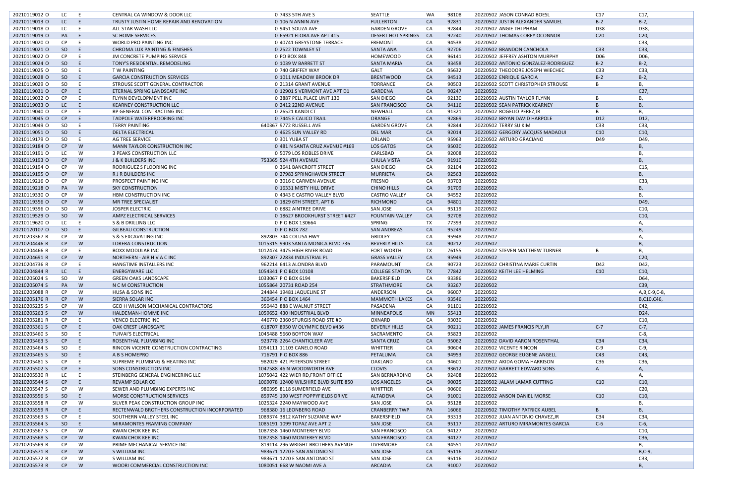| | | | | | | | | | | | |
|---|---|---|---|---|---|---|---|---|---|---|---|
| 20210119012 O | LC | E | CENTRAL CA WINDOW & DOOR LLC | 0 7433 5TH AVE S | SEATTLE | WA | 98108 | 20220502 JASON CONRAD BOESL | C17 | C17, |
| 20210119013 O | LC | E | TRUSTY JUSTIN HOME REPAIR AND RENOVATION | 0 106 N ANNIN AVE | FULLERTON | CA | 92831 | 20220502 JUSTIN ALEXANDER SAMUEL | B-2 | B-2, |
| 20210119018 O | LC | E | ALL STAR WASH LLC | 0 9451 SOUZA AVE | GARDEN GROVE | CA | 92844 | 20220502 ANGIE THI PHAM | D38 | D38, |
| 20210119019 O | PA | E | SC HOME SERVICES | 0 65921 FLORA AVE APT 415 | DESERT HOT SPRINGS | CA | 92240 | 20220502 THOMAS COREY OCONNOR | C20 | C20, |
| 20210119020 O | CP | E | WORLD PRO PAINTING INC | 0 40741 GREYSTONE TERRACE | FREMONT | CA | 94538 | 20220502 | | C33, |
| 20210119021 O | SO | E | CHROMA LUX PAINTING & FINISHES | 0 2522 TOWNLEY ST | SANTA ANA | CA | 92706 | 20220502 BRANDON CANCHOLA | C33 | C33, |
| 20210119022 O | CP | E | JM CONCRETE PUMPING SERVICE | 0 PO BOX 848 | HOMEWOOD | CA | 96141 | 20220502 JEFFREY ASHTON MURPHY | D06 | D06, |
| 20210119024 O | SO | E | TONY'S RESIDENTIAL REMODELING | 0 1039 W BARRETT ST | SANTA MARIA | CA | 93458 | 20220502 ANTONIO GONZALEZ-RODRIGUEZ | B-2 | B-2, |
| 20210119025 O | SO | E | T W PAINTING | 0 740 GRIFFEY WAY | GALT | CA | 95632 | 20220502 THEODORE JOSEPH WIECHEC | C33 | C33, |
| 20210119028 O | SO | E | GARCIA CONSTRUCTION SERVICES | 0 1011 MEADOW BROOK DR | BRENTWOOD | CA | 94513 | 20220502 ENRIQUE GARCIA | B-2 | B-2, |
| 20210119029 O | SO | E | STROUSE SCOTT GENERAL CONTRACTOR | 0 21314 GRANT AVENUE | TORRANCE | CA | 90503 | 20220502 SCOTT CHRISTOPHER STROUSE | B | B, |
| 20210119031 O | CP | E | ETERNAL SPRING LANDSCAPE INC | 0 12901 S VERMONT AVE APT D1 | GARDENA | CA | 90247 | 20220502 | | C27, |
| 20210119032 O | CP | E | FLYNN DEVELOPMENT INC | 0 3887 PELL PLACE UNIT 130 | SAN DIEGO | CA | 92130 | 20220502 AUSTIN TAYLOR FLYNN | B | B, |
| 20210119033 O | LC | E | KEARNEY CONSTRUCTION LLC | 0 2412 22ND AVENUE | SAN FRANCISCO | CA | 94116 | 20220502 SEAN PATRICK KEARNEY | B | B, |
| 20210119040 O | CP | E | RP GENERAL CONTRACTING INC | 0 26521 KANDI CT | NEWHALL | CA | 91321 | 20220502 ROGELIO PEREZ,JR | B | B, |
| 20210119045 O | CP | E | TADPOLE WATERPROOFING INC | 0 7445 E CALICO TRAIL | ORANGE | CA | 92869 | 20220502 BRYAN DAVID HARPOLE | D12 | D12, |
| 20210119049 O | SO | E | TERRY PAINTING | 640367 9772 RUSSELL AVE | GARDEN GROVE | CA | 92844 | 20220502 TERRY SU KIM | C33 | C33, |
| 20210119051 O | SO | E | DELTA ELECTRICAL | 0 4625 SUN VALLEY RD | DEL MAR | CA | 92014 | 20220502 GERGORY JACQUES MADAOUI | C10 | C10, |
| 20210119179 O | SO | E | AG TREE SERVICE | 0 301 YUBA ST | ORLAND | CA | 95963 | 20220502 ARTURO GRACIANO | D49 | D49, |
| 20210119184 O | CP | W | MANN TAYLOR CONSTRUCTION INC | 0 481 N SANTA CRUZ AVENUE #169 | LOS GATOS | CA | 95030 | 20220502 | | B, |
| 20210119191 O | LC | W | 3 PEAKS CONSTRUCTION LLC | 0 5079 LOS ROBLES DRIVE | CARLSBAD | CA | 92008 | 20220502 | | B, |
| 20210119193 O | CP | W | J & K BUILDERS INC | 753365 524 4TH AVENUE | CHULA VISTA | CA | 91910 | 20220502 | | B, |
| 20210119194 O | CP | W | RODRIGUEZ S FLOORING INC | 0 3641 BANCROFT STREET | SAN DIEGO | CA | 92104 | 20220502 | | C15, |
| 20210119195 O | CP | W | R J R BUILDERS INC | 0 27983 SPRINGHAVEN STREET | MURRIETA | CA | 92563 | 20220502 | | B, |
| 20210119216 O | CP | W | PROSPECT PAINTING INC | 0 3016 E CARMEN AVENUE | FRESNO | CA | 93703 | 20220502 | | C33, |
| 20210119218 O | PA | W | SKY CONSTRUCTION | 0 16331 MISTY HILL DRIVE | CHINO HILLS | CA | 91709 | 20220502 | | B, |
| 20210119330 O | CP | W | HBM CONSTRUCTION INC | 0 4343 E CASTRO VALLEY BLVD | CASTRO VALLEY | CA | 94552 | 20220502 | | B, |
| 20210119356 O | CP | W | MR TREE SPECIALIST | 0 1829 6TH STREET, APT B | RICHMOND | CA | 94801 | 20220502 | | D49, |
| 20210119396 O | SO | W | JOSPER ELECTRIC | 0 6882 AINTREE DRIVE | SAN JOSE | CA | 95119 | 20220502 | | C10, |
| 20210119529 O | SO | W | AMPZ ELECTRICAL SERVICES | 0 18627 BROOKHURST STREET #427 | FOUNTAIN VALLEY | CA | 92708 | 20220502 | | C10, |
| 20210119620 O | LC | E | S & B DRILLING LLC | 0 P O BOX 130664 | SPRING | TX | 77393 | 20220502 | | A, |
| 20210120107 O | SO | E | GILBEAU CONSTRUCTION | 0 P O BOX 782 | SAN ANDREAS | CA | 95249 | 20220502 | | B, |
| 20210203367 R | CP | W | S & S EXCAVATING INC | 892803 744 COLUSA HWY | GRIDLEY | CA | 95948 | 20220502 | | A, |
| 20210204446 R | CP | W | LORERA CONSTRUCTION | 1015315 9903 SANTA MONICA BLVD 736 | BEVERLY HILLS | CA | 90212 | 20220502 | | B, |
| 20210204466 R | CP | E | BOXX MODULAR INC | 1012474 3475 HIGH RIVER ROAD | FORT WORTH | TX | 76155 | 20220502 STEVEN MATTHEW TURNER | B | B, |
| 20210204691 R | CP | W | NORTHERN - AIR H V A C INC | 892307 22834 INDUSTRIAL PL | GRASS VALLEY | CA | 95949 | 20220502 | | C20, |
| 20210204736 R | CP | E | HANGTIME INSTALLERS INC | 962214 6413 ALONDRA BLVD | PARAMOUNT | CA | 90723 | 20220502 CHRISTINA MARIE CURTIN | D42 | D42, |
| 20210204844 R | LC | E | ENERGYWARE LLC | 1054341 P O BOX 10108 | COLLEGE STATION | TX | 77842 | 20220502 KEITH LEE HELMING | C10 | C10, |
| 20210205024 S | SO | W | GREEN OAKS LANDSCAPE | 1033067 P O BOX 6194 | BAKERSFIELD | CA | 93386 | 20220502 | | D64, |
| 20210205074 S | PA | W | N C M CONSTRUCTION | 1055864 20731 ROAD 254 | STRATHMORE | CA | 93267 | 20220502 | | C39, |
| 20210205088 R | CP | W | HUSA & SONS INC | 244844 19481 JAQUELINE ST | ANDERSON | CA | 96007 | 20220502 | | A,B,C-9,C-8, |
| 20210205176 R | CP | W | SIERRA SOLAR INC | 360454 P O BOX 1464 | MAMMOTH LAKES | CA | 93546 | 20220502 | | B,C10,C46, |
| 20210205235 S | CP | W | GEO H WILSON MECHANICAL CONTRACTORS | 950443 888 E WALNUT STREET | PASADENA | CA | 91101 | 20220502 | | C42, |
| 20210205263 S | CP | W | HALDEMAN-HOMME INC | 1059652 430 INDUSTRIAL BLVD | MINNEAPOLIS | MN | 55413 | 20220502 | | D24, |
| 20210205281 R | CP | E | VENCO ELECTRIC INC | 446770 2360 STURGIS ROAD STE #D | OXNARD | CA | 93030 | 20220502 | | C10, |
| 20210205361 S | CP | E | OAK CREST LANDSCAPE | 618707 8950 W OLYMPIC BLVD #436 | BEVERLY HILLS | CA | 90211 | 20220502 JAMES FRANCIS PLY,JR | C-7 | C-7, |
| 20210205460 S | SO | E | TUIVAI'S ELECTRICAL | 1045488 5660 BOYTON WAY | SACRAMENTO | CA | 95823 | 20220502 | | C-8, |
| 20210205463 S | CP | E | ROSENTHAL PLUMBING INC | 923778 2264 CHANTICLEER AVE | SANTA CRUZ | CA | 95062 | 20220502 DAVID AARON ROSENTHAL | C34 | C34, |
| 20210205464 S | SO | E | RINCON VICENTE CONSTRUCTION CONTRACTING | 1054111 11103 CANELO ROAD | WHITTIER | CA | 90604 | 20220502 VICENTE RINCON | C-9 | C-9, |
| 20210205465 S | SO | E | A B S HOMEPRO | 716791 P O BOX 886 | PETALUMA | CA | 94953 | 20220502 GEORGE EUGENE ANGELL | C43 | C43, |
| 20210205481 S | CP | E | SUPREME PLUMBING & HEATING INC | 982029 421 PETERSON STREET | OAKLAND | CA | 94601 | 20220502 AKIDA GOMA HARRISON | C36 | C36, |
| 20210205502 S | CP | E | SONS CONSTRUCTION INC | 1047588 46 N WOODWORTH AVE | CLOVIS | CA | 93612 | 20220502 GARRETT EDWARD SONS | A | A, |
| 20210205530 R | LC | E | STEINBERG GENERAL ENGINEERING LLC | 1075042 422 WIER RD,FRONT OFFICE | SAN BERNARDINO | CA | 92408 | 20220502 | | A, |
| 20210205544 S | CP | E | REVAMP SOLAR CO | 1069078 12400 WILSHIRE BLVD SUITE 850 | LOS ANGELES | CA | 90025 | 20220502 JALAM LAMAR CUTTING | C10 | C10, |
| 20210205547 S | CP | W | SEWER AND PLUMBING EXPERTS INC | 980395 8118 SUMERFIELD AVE | WHITTIER | CA | 90606 | 20220502 | | C20, |
| 20210205556 S | SO | E | MORSE CONSTRUCTION SERVICES | 859745 190 WEST POPPYFIELDS DRIVE | ALTADENA | CA | 91001 | 20220502 ANSON DANIEL MORSE | C10 | C10, |
| 20210205558 R | CP | W | SILVER PEAK CONSTRUCTION GROUP INC | 1025324 2240 MAYWOOD AVE | SAN JOSE | CA | 95128 | 20220502 | | B, |
| 20210205559 R | CP | E | RECTENWALD BROTHERS CONSTRUCTION INCORPORATED | 968380 16 LEONBERG ROAD | CRANBERRY TWP | PA | 16066 | 20220502 TIMOTHY PATRICK AUBEL | B | B, |
| 20210205563 S | CP | E | SOUTHERN VALLEY STEEL INC | 1089374 3812 KATHY SUZANNE WAY | BAKERSFIELD | CA | 93313 | 20220502 JUAN ANTONIO CHAVEZ,JR | C34 | C34, |
| 20210205564 S | SO | E | MIRAMONTES FRAMING COMPANY | 1085191 1099 TOPAZ AVE APT 2 | SAN JOSE | CA | 95117 | 20220502 ARTURO MIRAMONTES GARCIA | C-6 | C-6, |
| 20210205567 S | CP | W | KWAN CHOK KEE INC | 1087358 1460 MONTEREY BLVD | SAN FRANCISCO | CA | 94127 | 20220502 | | C10, |
| 20210205568 S | CP | W | KWAN CHOK KEE INC | 1087358 1460 MONTEREY BLVD | SAN FRANCISCO | CA | 94127 | 20220502 | | C36, |
| 20210205569 R | CP | W | PRIME MECHANICAL SERVICE INC | 819114 296 WRIGHT BROTHERS AVENUE | LIVERMORE | CA | 94551 | 20220502 | | B, |
| 20210205571 R | CP | W | S WILLIAM INC | 983671 1220 E SAN ANTONIO ST | SAN JOSE | CA | 95116 | 20220502 | | B,C-9, |
| 20210205572 R | CP | W | S WILLIAM INC | 983671 1220 E SAN ANTONIO ST | SAN JOSE | CA | 95116 | 20220502 | | C33, |
| 20210205573 R | CP | W | WOORI COMMERCIAL CONSTRUCTION INC | 1080051 668 W NAOMI AVE A | ARCADIA | CA | 91007 | 20220502 | | B, |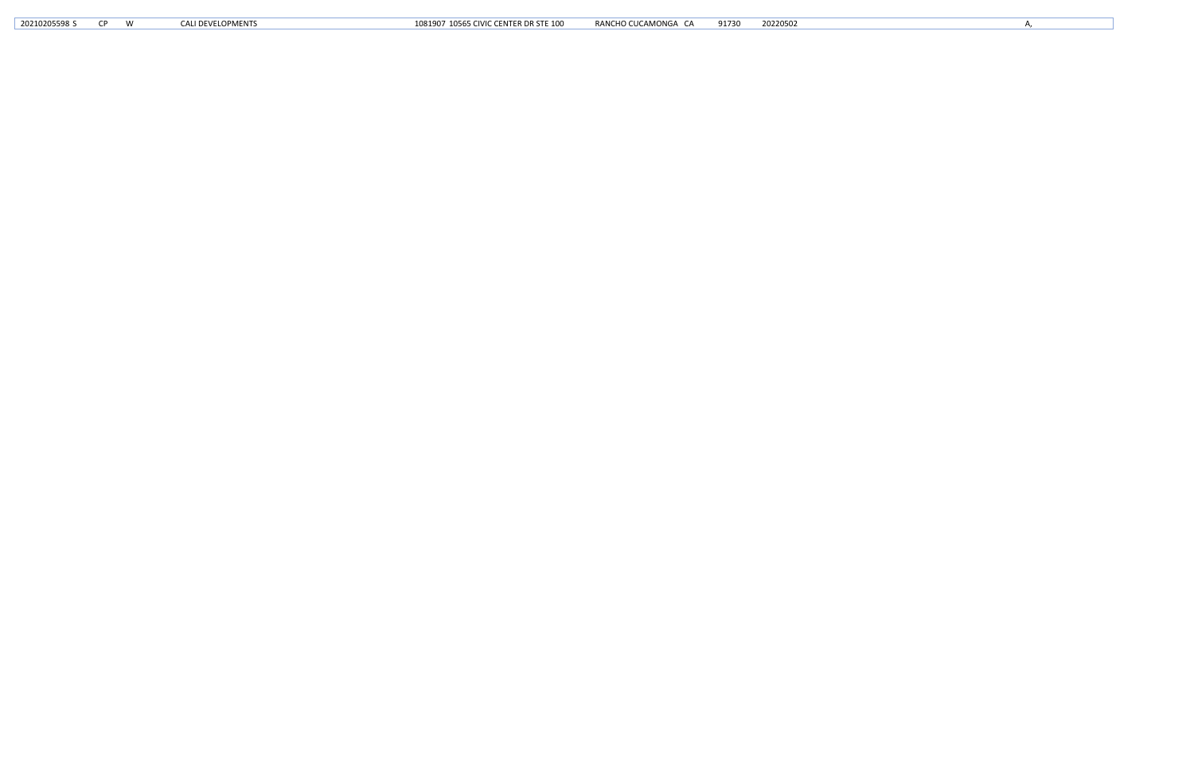| | | | | | | | | | | |
|---|---|---|---|---|---|---|---|---|---|---|
| 20210205598 | S | CP | W | CALI DEVELOPMENTS | 1081907 | 10565 CIVIC CENTER DR STE 100 | RANCHO CUCAMONGA | CA | 91730 | 20220502 | A, |